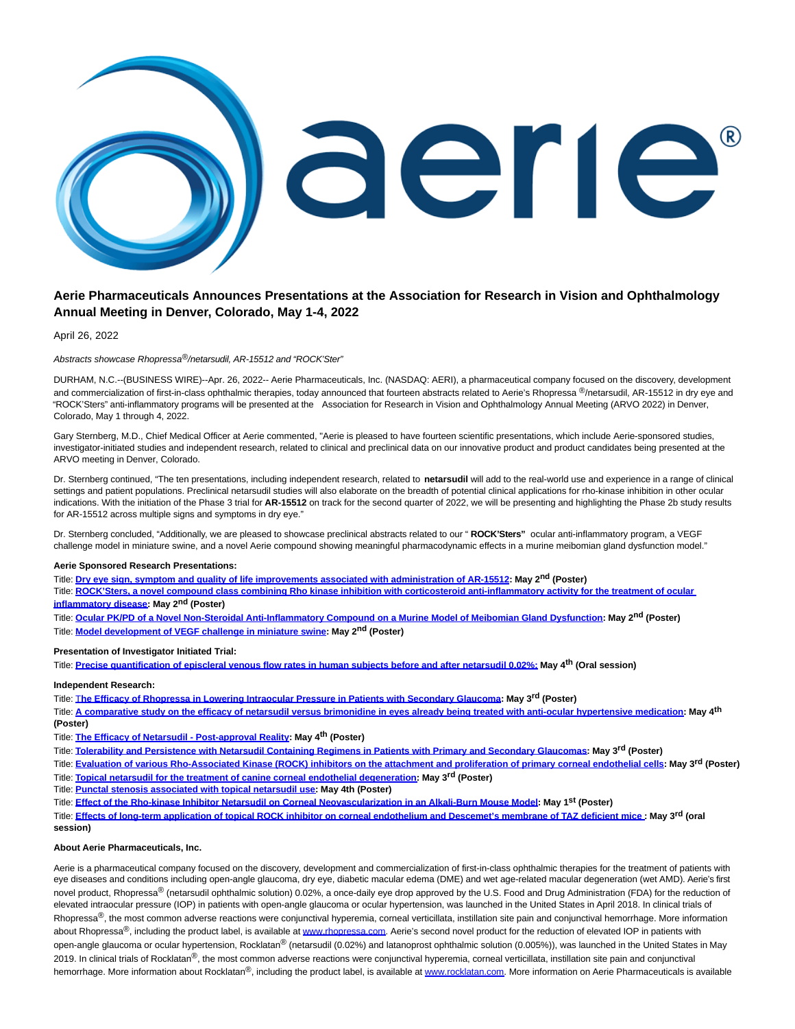# Aerie Pharmaceuticals Announces Presentations at the Association for Research in Vision and Ophthalmology Annual Meeting in Denver, Colorado, May 1-4, 2022

April 26, 2022

*Abstracts showcase Rhopressa®/netarsudil, AR-15512 and "ROCK'Ster"*

DURHAM, N.C.--(BUSINESS WIRE)--Apr. 26, 2022-- Aerie Pharmaceuticals, Inc. (NASDAQ: AERI), a pharmaceutical company focused on the discovery, development and commercialization of first-in-class ophthalmic therapies, today announced that fourteen abstracts related to Aerie's Rhopressa ®/netarsudil, AR-15512 in dry eye and "ROCK'Sters" anti-inflammatory programs will be presented at the Association for Research in Vision and Ophthalmology Annual Meeting (ARVO 2022) in Denver, Colorado, May 1 through 4, 2022.

Gary Sternberg, M.D., Chief Medical Officer at Aerie commented, "Aerie is pleased to have fourteen scientific presentations, which include Aerie-sponsored studies, investigator-initiated studies and independent research, related to clinical and preclinical data on our innovative product and product candidates being presented at the ARVO meeting in Denver, Colorado.

Dr. Sternberg continued, "The ten presentations, including independent research, related to **netarsudil** will add to the real-world use and experience in a range of clinical settings and patient populations. Preclinical netarsudil studies will also elaborate on the breadth of potential clinical applications for rho-kinase inhibition in other ocular indications. With the initiation of the Phase 3 trial for **AR-15512** on track for the second quarter of 2022, we will be presenting and highlighting the Phase 2b study results for AR-15512 across multiple signs and symptoms in dry eye."

Dr. Sternberg concluded, "Additionally, we are pleased to showcase preclinical abstracts related to our " **ROCK'Sters"** ocular anti-inflammatory program, a VEGF challenge model in miniature swine, and a novel Aerie compound showing meaningful pharmacodynamic effects in a murine meibomian gland dysfunction model."

**Aerie Sponsored Research Presentations:**

Title: **Dry eye sign, symptom and quality of life improvements associated with administration of AR-15512: May 2nd (Poster)**
Title: **ROCK'Sters, a novel compound class combining Rho kinase inhibition with corticosteroid anti-inflammatory activity for the treatment of ocular inflammatory disease: May 2nd (Poster)**
Title: **Ocular PK/PD of a Novel Non-Steroidal Anti-Inflammatory Compound on a Murine Model of Meibomian Gland Dysfunction: May 2nd (Poster)**
Title: **Model development of VEGF challenge in miniature swine: May 2nd (Poster)**

**Presentation of Investigator Initiated Trial:**

Title: **Precise quantification of episcleral venous flow rates in human subjects before and after netarsudil 0.02%: May 4th (Oral session)**

**Independent Research:**

Title: **The Efficacy of Rhopressa in Lowering Intraocular Pressure in Patients with Secondary Glaucoma: May 3rd (Poster)**
Title: **A comparative study on the efficacy of netarsudil versus brimonidine in eyes already being treated with anti-ocular hypertensive medication: May 4th (Poster)**
Title: **The Efficacy of Netarsudil - Post-approval Reality: May 4th (Poster)**
Title: **Tolerability and Persistence with Netarsudil Containing Regimens in Patients with Primary and Secondary Glaucomas: May 3rd (Poster)**
Title: **Evaluation of various Rho-Associated Kinase (ROCK) inhibitors on the attachment and proliferation of primary corneal endothelial cells: May 3rd (Poster)**
Title: **Topical netarsudil for the treatment of canine corneal endothelial degeneration: May 3rd (Poster)**
Title: **Punctal stenosis associated with topical netarsudil use: May 4th (Poster)**
Title: **Effect of the Rho-kinase Inhibitor Netarsudil on Corneal Neovascularization in an Alkali-Burn Mouse Model: May 1st (Poster)**
Title: **Effects of long-term application of topical ROCK inhibitor on corneal endothelium and Descemet's membrane of TAZ deficient mice : May 3rd (oral session)**

**About Aerie Pharmaceuticals, Inc.**

Aerie is a pharmaceutical company focused on the discovery, development and commercialization of first-in-class ophthalmic therapies for the treatment of patients with eye diseases and conditions including open-angle glaucoma, dry eye, diabetic macular edema (DME) and wet age-related macular degeneration (wet AMD). Aerie's first novel product, Rhopressa® (netarsudil ophthalmic solution) 0.02%, a once-daily eye drop approved by the U.S. Food and Drug Administration (FDA) for the reduction of elevated intraocular pressure (IOP) in patients with open-angle glaucoma or ocular hypertension, was launched in the United States in April 2018. In clinical trials of Rhopressa®, the most common adverse reactions were conjunctival hyperemia, corneal verticillata, instillation site pain and conjunctival hemorrhage. More information about Rhopressa®, including the product label, is available at www.rhopressa.com. Aerie's second novel product for the reduction of elevated IOP in patients with open-angle glaucoma or ocular hypertension, Rocklatan® (netarsudil (0.02%) and latanoprost ophthalmic solution (0.005%)), was launched in the United States in May 2019. In clinical trials of Rocklatan®, the most common adverse reactions were conjunctival hyperemia, corneal verticillata, instillation site pain and conjunctival hemorrhage. More information about Rocklatan®, including the product label, is available at www.rocklatan.com. More information on Aerie Pharmaceuticals is available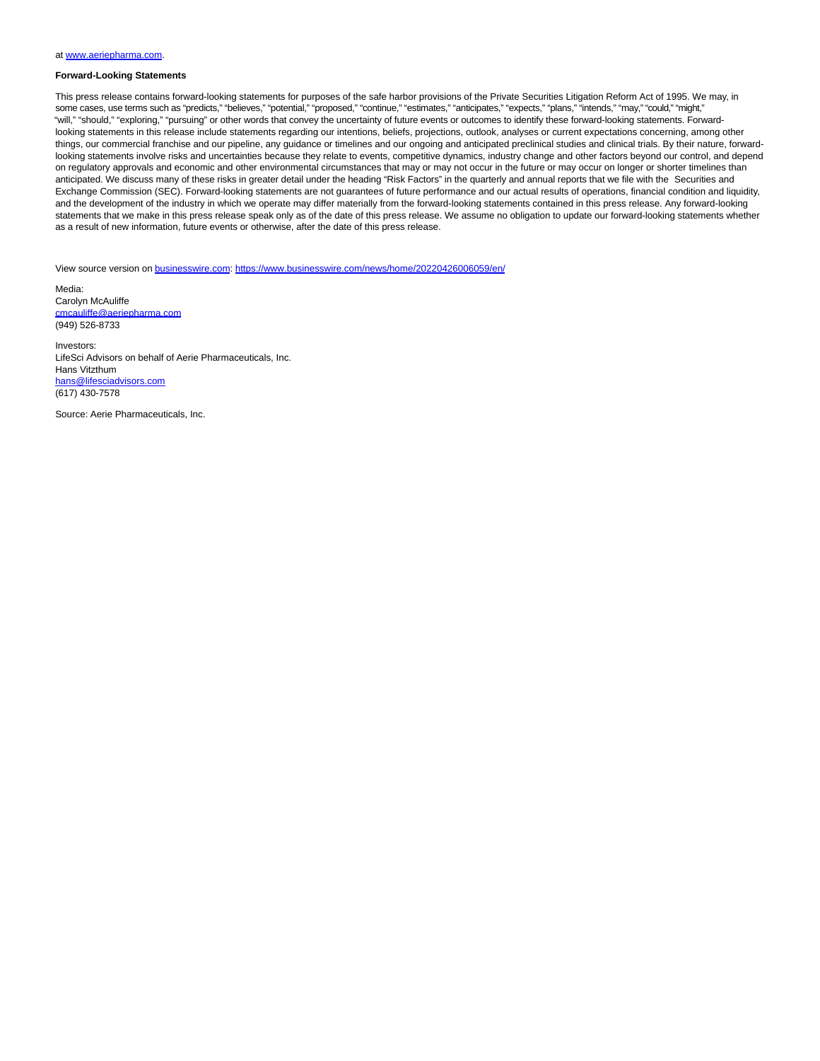at www.aeriepharma.com.

**Forward-Looking Statements**

This press release contains forward-looking statements for purposes of the safe harbor provisions of the Private Securities Litigation Reform Act of 1995. We may, in some cases, use terms such as "predicts," "believes," "potential," "proposed," "continue," "estimates," "anticipates," "expects," "plans," "intends," "may," "could," "might," "will," "should," "exploring," "pursuing" or other words that convey the uncertainty of future events or outcomes to identify these forward-looking statements. Forward-looking statements in this release include statements regarding our intentions, beliefs, projections, outlook, analyses or current expectations concerning, among other things, our commercial franchise and our pipeline, any guidance or timelines and our ongoing and anticipated preclinical studies and clinical trials. By their nature, forward-looking statements involve risks and uncertainties because they relate to events, competitive dynamics, industry change and other factors beyond our control, and depend on regulatory approvals and economic and other environmental circumstances that may or may not occur in the future or may occur on longer or shorter timelines than anticipated. We discuss many of these risks in greater detail under the heading "Risk Factors" in the quarterly and annual reports that we file with the Securities and Exchange Commission (SEC). Forward-looking statements are not guarantees of future performance and our actual results of operations, financial condition and liquidity, and the development of the industry in which we operate may differ materially from the forward-looking statements contained in this press release. Any forward-looking statements that we make in this press release speak only as of the date of this press release. We assume no obligation to update our forward-looking statements whether as a result of new information, future events or otherwise, after the date of this press release.

View source version on businesswire.com: https://www.businesswire.com/news/home/20220426006059/en/

Media:
Carolyn McAuliffe
cmcauliffe@aeriepharma.com
(949) 526-8733

Investors:
LifeSci Advisors on behalf of Aerie Pharmaceuticals, Inc.
Hans Vitzthum
hans@lifesciadvisors.com
(617) 430-7578

Source: Aerie Pharmaceuticals, Inc.